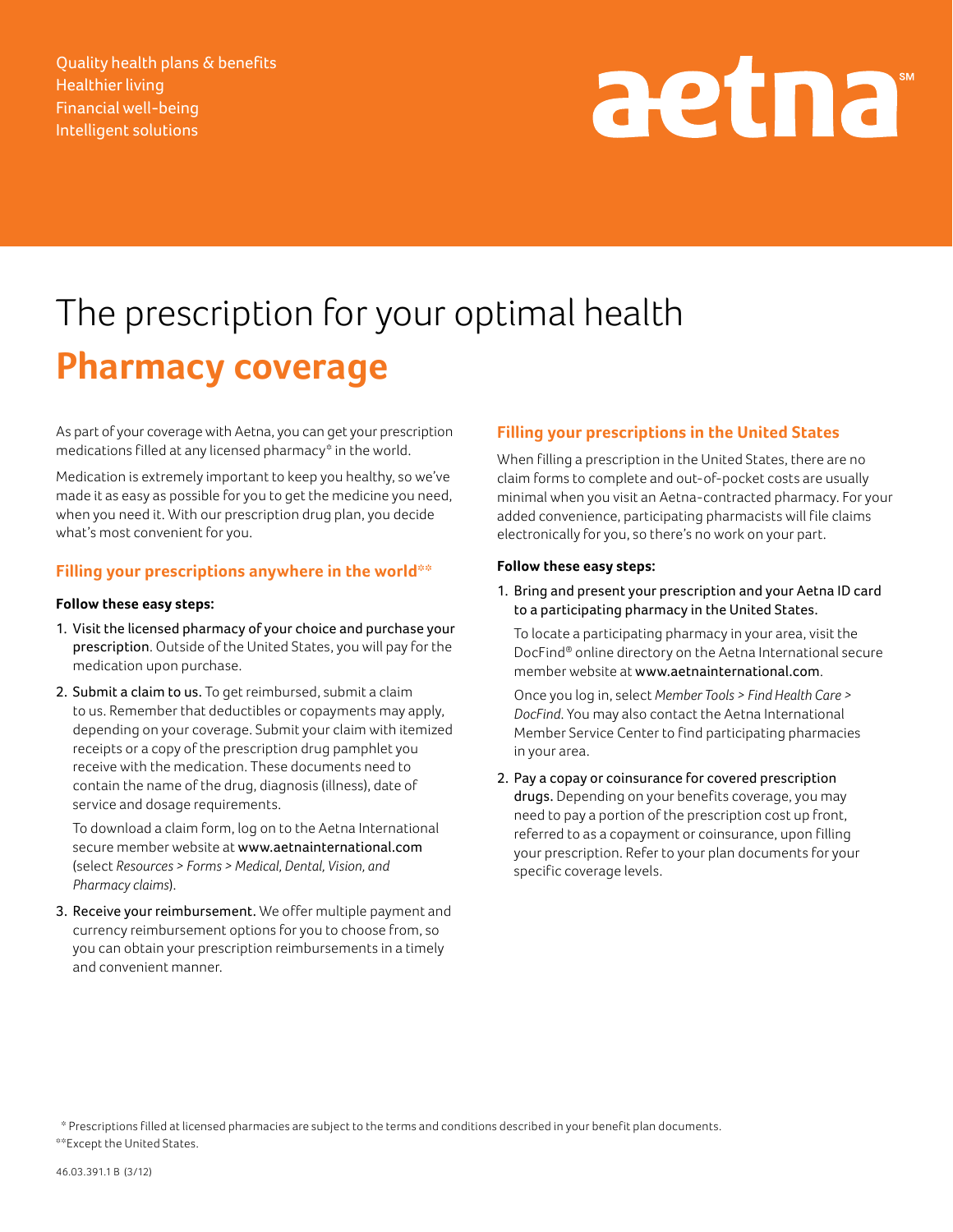Quality health plans & benefits
Healthier living
Financial well-being
Intelligent solutions

aetna℠

# The prescription for your optimal health

# Pharmacy coverage

As part of your coverage with Aetna, you can get your prescription medications filled at any licensed pharmacy* in the world.

Medication is extremely important to keep you healthy, so we've made it as easy as possible for you to get the medicine you need, when you need it. With our prescription drug plan, you decide what's most convenient for you.

## Filling your prescriptions anywhere in the world**

**Follow these easy steps:**

1. Visit the licensed pharmacy of your choice and purchase your prescription. Outside of the United States, you will pay for the medication upon purchase.
2. Submit a claim to us. To get reimbursed, submit a claim to us. Remember that deductibles or copayments may apply, depending on your coverage. Submit your claim with itemized receipts or a copy of the prescription drug pamphlet you receive with the medication. These documents need to contain the name of the drug, diagnosis (illness), date of service and dosage requirements.

   To download a claim form, log on to the Aetna International secure member website at www.aetnainternational.com (select *Resources > Forms > Medical, Dental, Vision, and Pharmacy claims*).
3. Receive your reimbursement. We offer multiple payment and currency reimbursement options for you to choose from, so you can obtain your prescription reimbursements in a timely and convenient manner.

## Filling your prescriptions in the United States

When filling a prescription in the United States, there are no claim forms to complete and out-of-pocket costs are usually minimal when you visit an Aetna-contracted pharmacy. For your added convenience, participating pharmacists will file claims electronically for you, so there's no work on your part.

**Follow these easy steps:**

1. Bring and present your prescription and your Aetna ID card to a participating pharmacy in the United States.

   To locate a participating pharmacy in your area, visit the DocFind® online directory on the Aetna International secure member website at www.aetnainternational.com.

   Once you log in, select *Member Tools > Find Health Care > DocFind*. You may also contact the Aetna International Member Service Center to find participating pharmacies in your area.
2. Pay a copay or coinsurance for covered prescription drugs. Depending on your benefits coverage, you may need to pay a portion of the prescription cost up front, referred to as a copayment or coinsurance, upon filling your prescription. Refer to your plan documents for your specific coverage levels.

\* Prescriptions filled at licensed pharmacies are subject to the terms and conditions described in your benefit plan documents.
**Except the United States.

46.03.391.1 B (3/12)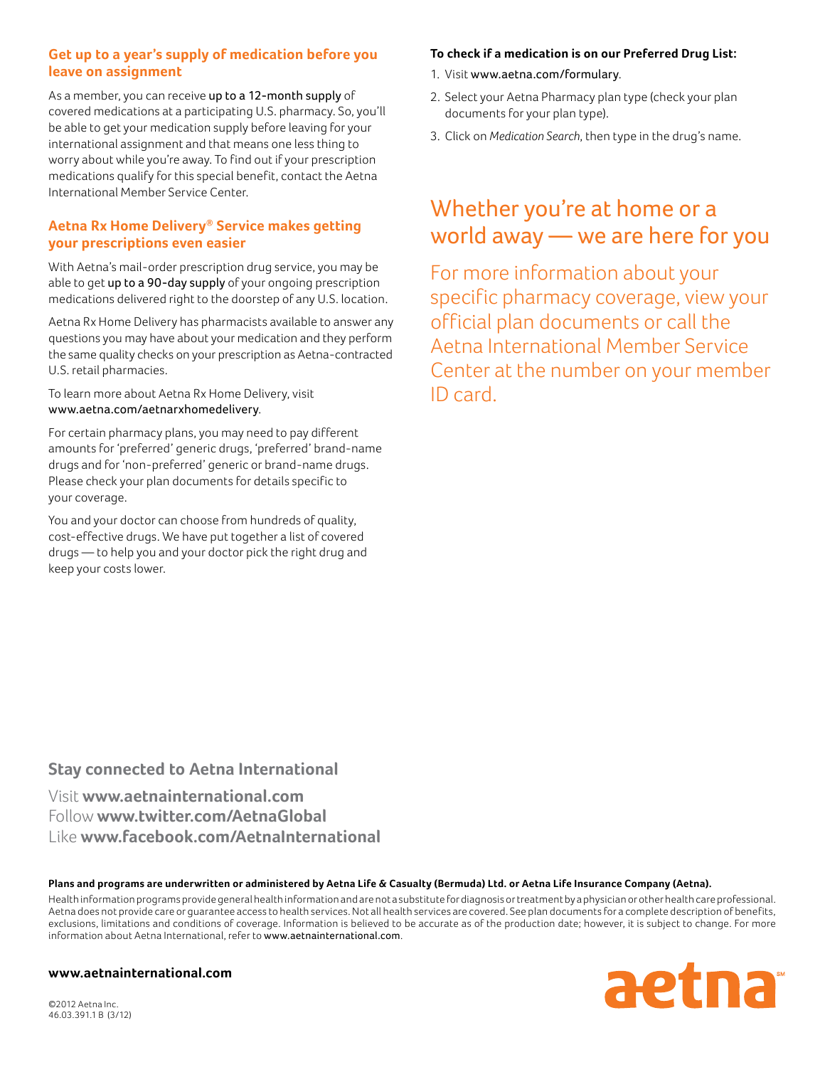## Get up to a year's supply of medication before you leave on assignment

As a member, you can receive up to a 12-month supply of covered medications at a participating U.S. pharmacy. So, you'll be able to get your medication supply before leaving for your international assignment and that means one less thing to worry about while you're away. To find out if your prescription medications qualify for this special benefit, contact the Aetna International Member Service Center.

## Aetna Rx Home Delivery® Service makes getting your prescriptions even easier

With Aetna's mail-order prescription drug service, you may be able to get up to a 90-day supply of your ongoing prescription medications delivered right to the doorstep of any U.S. location.

Aetna Rx Home Delivery has pharmacists available to answer any questions you may have about your medication and they perform the same quality checks on your prescription as Aetna-contracted U.S. retail pharmacies.

To learn more about Aetna Rx Home Delivery, visit www.aetna.com/aetnarxhomedelivery.

For certain pharmacy plans, you may need to pay different amounts for 'preferred' generic drugs, 'preferred' brand-name drugs and for 'non-preferred' generic or brand-name drugs. Please check your plan documents for details specific to your coverage.

You and your doctor can choose from hundreds of quality, cost-effective drugs. We have put together a list of covered drugs — to help you and your doctor pick the right drug and keep your costs lower.

**To check if a medication is on our Preferred Drug List:**

1. Visit www.aetna.com/formulary.
2. Select your Aetna Pharmacy plan type (check your plan documents for your plan type).
3. Click on *Medication Search*, then type in the drug's name.

# Whether you're at home or a world away — we are here for you

For more information about your specific pharmacy coverage, view your official plan documents or call the Aetna International Member Service Center at the number on your member ID card.

## Stay connected to Aetna International

Visit **www.aetnainternational.com**
Follow **www.twitter.com/AetnaGlobal**
Like **www.facebook.com/AetnaInternational**

**Plans and programs are underwritten or administered by Aetna Life & Casualty (Bermuda) Ltd. or Aetna Life Insurance Company (Aetna).**

Health information programs provide general health information and are not a substitute for diagnosis or treatment by a physician or other health care professional. Aetna does not provide care or guarantee access to health services. Not all health services are covered. See plan documents for a complete description of benefits, exclusions, limitations and conditions of coverage. Information is believed to be accurate as of the production date; however, it is subject to change. For more information about Aetna International, refer to www.aetnainternational.com.

**www.aetnainternational.com**

aetna℠

©2012 Aetna Inc.
46.03.391.1 B (3/12)